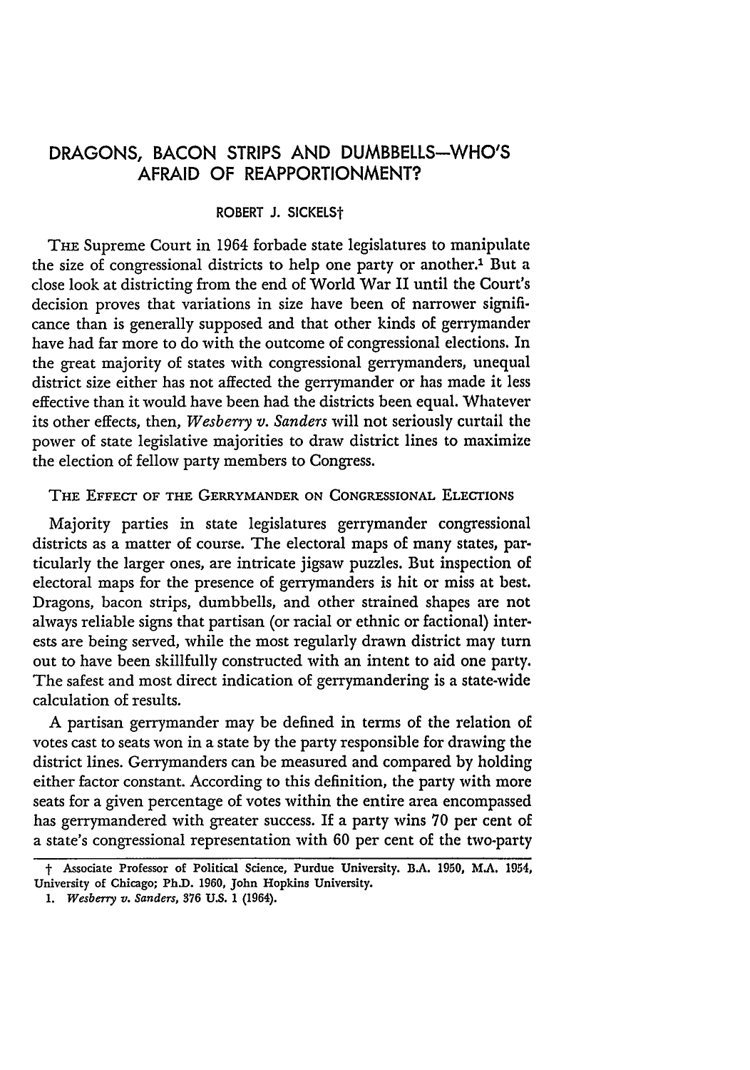# DRAGONS, BACON STRIPS AND DUMBBELLS—WHO'S AFRAID OF REAPPORTIONMENT?

ROBERT J. SICKELS†

THE Supreme Court in 1964 forbade state legislatures to manipulate the size of congressional districts to help one party or another.[1] But a close look at districting from the end of World War II until the Court's decision proves that variations in size have been of narrower significance than is generally supposed and that other kinds of gerrymander have had far more to do with the outcome of congressional elections. In the great majority of states with congressional gerrymanders, unequal district size either has not affected the gerrymander or has made it less effective than it would have been had the districts been equal. Whatever its other effects, then, *Wesberry v. Sanders* will not seriously curtail the power of state legislative majorities to draw district lines to maximize the election of fellow party members to Congress.

## THE EFFECT OF THE GERRYMANDER ON CONGRESSIONAL ELECTIONS

Majority parties in state legislatures gerrymander congressional districts as a matter of course. The electoral maps of many states, particularly the larger ones, are intricate jigsaw puzzles. But inspection of electoral maps for the presence of gerrymanders is hit or miss at best. Dragons, bacon strips, dumbbells, and other strained shapes are not always reliable signs that partisan (or racial or ethnic or factional) interests are being served, while the most regularly drawn district may turn out to have been skillfully constructed with an intent to aid one party. The safest and most direct indication of gerrymandering is a state-wide calculation of results.

A partisan gerrymander may be defined in terms of the relation of votes cast to seats won in a state by the party responsible for drawing the district lines. Gerrymanders can be measured and compared by holding either factor constant. According to this definition, the party with more seats for a given percentage of votes within the entire area encompassed has gerrymandered with greater success. If a party wins 70 per cent of a state's congressional representation with 60 per cent of the two-party

† Associate Professor of Political Science, Purdue University. B.A. 1950, M.A. 1954, University of Chicago; Ph.D. 1960, John Hopkins University.

1. *Wesberry v. Sanders*, 376 U.S. 1 (1964).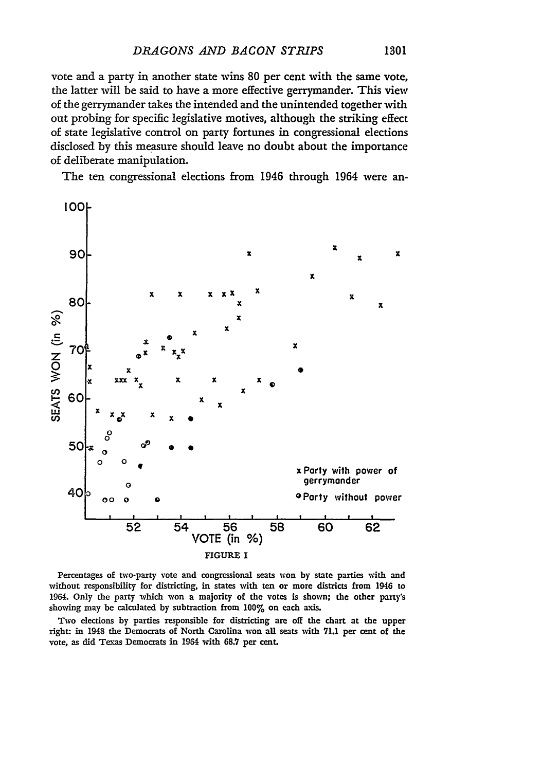vote and a party in another state wins 80 per cent with the same vote, the latter will be said to have a more effective gerrymander. This view of the gerrymander takes the intended and the unintended together without probing for specific legislative motives, although the striking effect of state legislative control on party fortunes in congressional elections disclosed by this measure should leave no doubt about the importance of deliberate manipulation.

The ten congressional elections from 1946 through 1964 were an-

FIGURE I

Percentages of two-party vote and congressional seats won by state parties with and without responsibility for districting, in states with ten or more districts from 1946 to 1964. Only the party which won a majority of the votes is shown; the other party's showing may be calculated by subtraction from 100% on each axis.

Two elections by parties responsible for districting are off the chart at the upper right: in 1948 the Democrats of North Carolina won all seats with 71.1 per cent of the vote, as did Texas Democrats in 1964 with 68.7 per cent.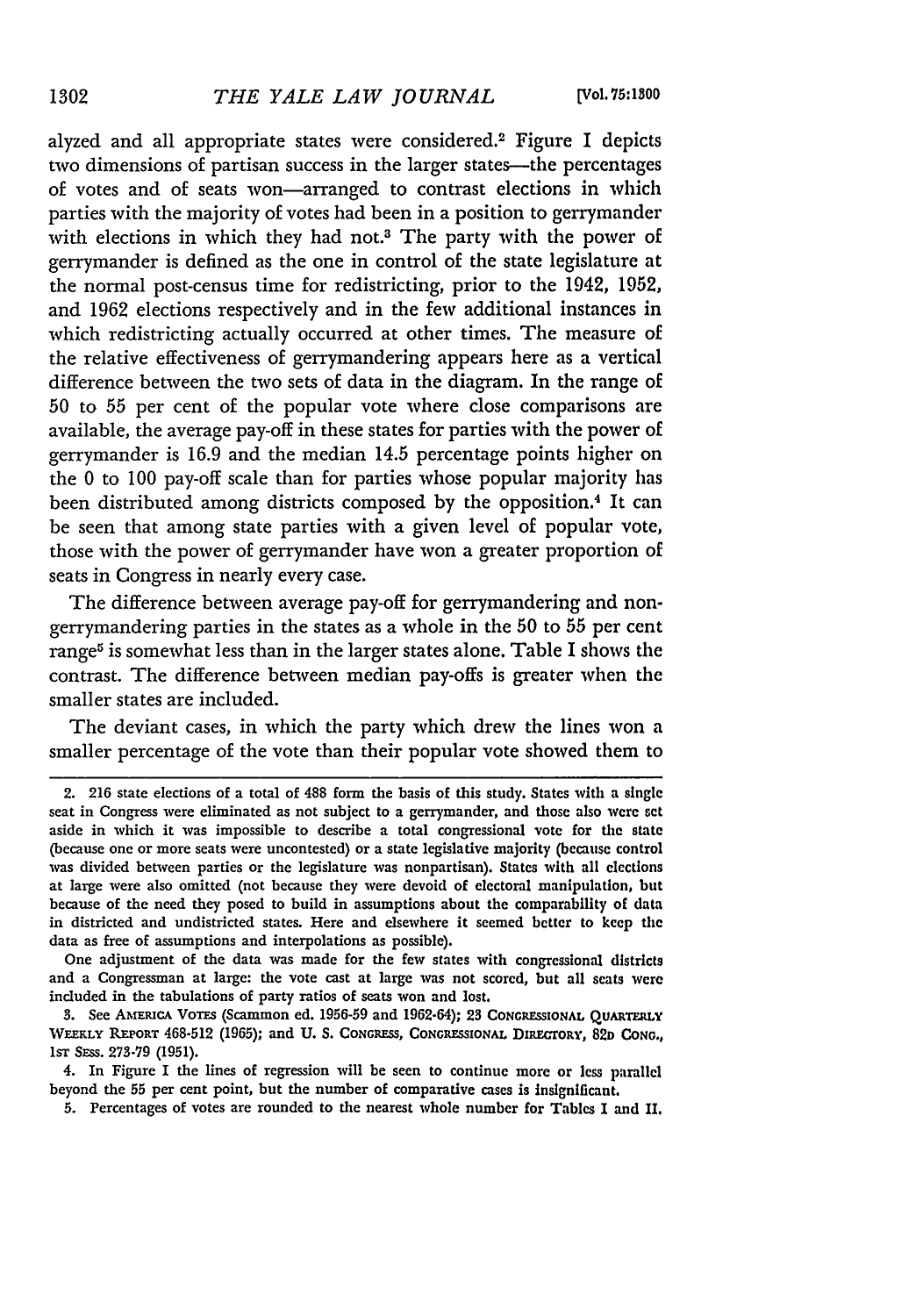alyzed and all appropriate states were considered.[2] Figure I depicts two dimensions of partisan success in the larger states—the percentages of votes and of seats won—arranged to contrast elections in which parties with the majority of votes had been in a position to gerrymander with elections in which they had not.[3] The party with the power of gerrymander is defined as the one in control of the state legislature at the normal post-census time for redistricting, prior to the 1942, 1952, and 1962 elections respectively and in the few additional instances in which redistricting actually occurred at other times. The measure of the relative effectiveness of gerrymandering appears here as a vertical difference between the two sets of data in the diagram. In the range of 50 to 55 per cent of the popular vote where close comparisons are available, the average pay-off in these states for parties with the power of gerrymander is 16.9 and the median 14.5 percentage points higher on the 0 to 100 pay-off scale than for parties whose popular majority has been distributed among districts composed by the opposition.[4] It can be seen that among state parties with a given level of popular vote, those with the power of gerrymander have won a greater proportion of seats in Congress in nearly every case.

The difference between average pay-off for gerrymandering and non-gerrymandering parties in the states as a whole in the 50 to 55 per cent range[5] is somewhat less than in the larger states alone. Table I shows the contrast. The difference between median pay-offs is greater when the smaller states are included.

The deviant cases, in which the party which drew the lines won a smaller percentage of the vote than their popular vote showed them to

---

2. 216 state elections of a total of 488 form the basis of this study. States with a single seat in Congress were eliminated as not subject to a gerrymander, and those also were set aside in which it was impossible to describe a total congressional vote for the state (because one or more seats were uncontested) or a state legislative majority (because control was divided between parties or the legislature was nonpartisan). States with all elections at large were also omitted (not because they were devoid of electoral manipulation, but because of the need they posed to build in assumptions about the comparability of data in districted and undistricted states. Here and elsewhere it seemed better to keep the data as free of assumptions and interpolations as possible).

One adjustment of the data was made for the few states with congressional districts and a Congressman at large: the vote cast at large was not scored, but all seats were included in the tabulations of party ratios of seats won and lost.

3. See AMERICA VOTES (Scammon ed. 1956-59 and 1962-64); 23 CONGRESSIONAL QUARTERLY WEEKLY REPORT 468-512 (1965); and U. S. CONGRESS, CONGRESSIONAL DIRECTORY, 82D CONG., 1ST SESS. 273-79 (1951).

4. In Figure I the lines of regression will be seen to continue more or less parallel beyond the 55 per cent point, but the number of comparative cases is insignificant.

5. Percentages of votes are rounded to the nearest whole number for Tables I and II.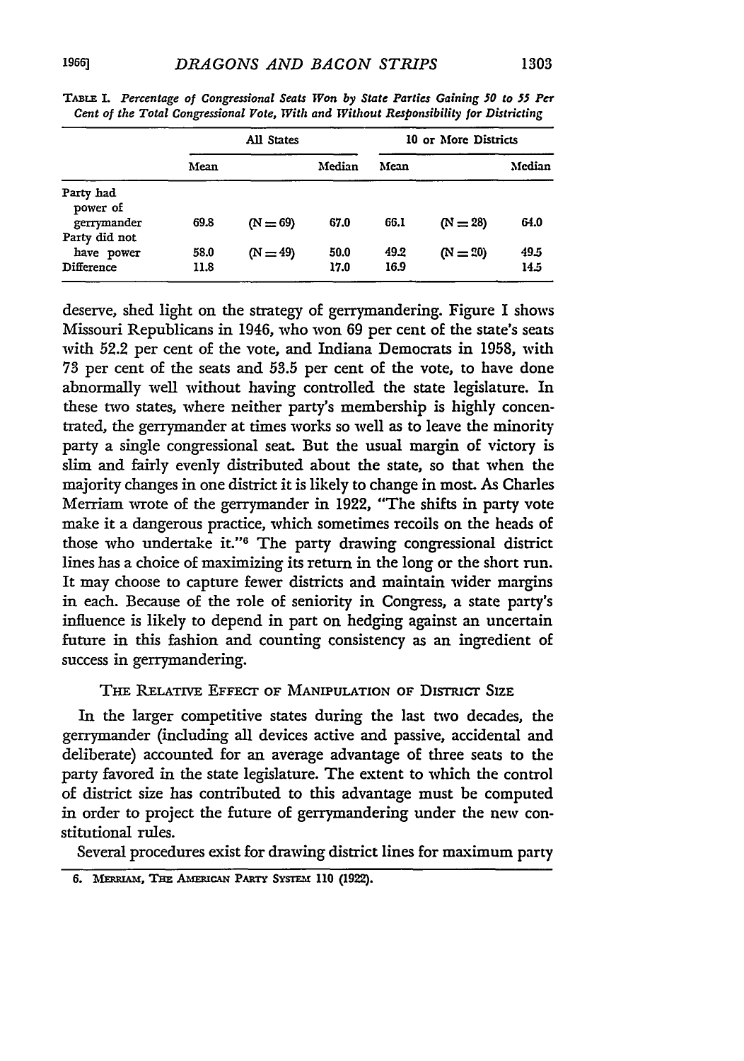TABLE I. *Percentage of Congressional Seats Won by State Parties Gaining 50 to 55 Per Cent of the Total Congressional Vote, With and Without Responsibility for Districting*

| | All States | | | 10 or More Districts | | |
|---|---|---|---|---|---|---|
| | Mean | | Median | Mean | | Median |
| Party had power of gerrymander | 69.8 | (N = 69) | 67.0 | 66.1 | (N = 28) | 64.0 |
| Party did not have power | 58.0 | (N = 49) | 50.0 | 49.2 | (N = 20) | 49.5 |
| Difference | 11.8 | | 17.0 | 16.9 | | 14.5 |

deserve, shed light on the strategy of gerrymandering. Figure I shows Missouri Republicans in 1946, who won 69 per cent of the state's seats with 52.2 per cent of the vote, and Indiana Democrats in 1958, with 73 per cent of the seats and 53.5 per cent of the vote, to have done abnormally well without having controlled the state legislature. In these two states, where neither party's membership is highly concentrated, the gerrymander at times works so well as to leave the minority party a single congressional seat. But the usual margin of victory is slim and fairly evenly distributed about the state, so that when the majority changes in one district it is likely to change in most. As Charles Merriam wrote of the gerrymander in 1922, "The shifts in party vote make it a dangerous practice, which sometimes recoils on the heads of those who undertake it."[6] The party drawing congressional district lines has a choice of maximizing its return in the long or the short run. It may choose to capture fewer districts and maintain wider margins in each. Because of the role of seniority in Congress, a state party's influence is likely to depend in part on hedging against an uncertain future in this fashion and counting consistency as an ingredient of success in gerrymandering.

### THE RELATIVE EFFECT OF MANIPULATION OF DISTRICT SIZE

In the larger competitive states during the last two decades, the gerrymander (including all devices active and passive, accidental and deliberate) accounted for an average advantage of three seats to the party favored in the state legislature. The extent to which the control of district size has contributed to this advantage must be computed in order to project the future of gerrymandering under the new constitutional rules.

Several procedures exist for drawing district lines for maximum party

6. MERRIAM, THE AMERICAN PARTY SYSTEM 110 (1922).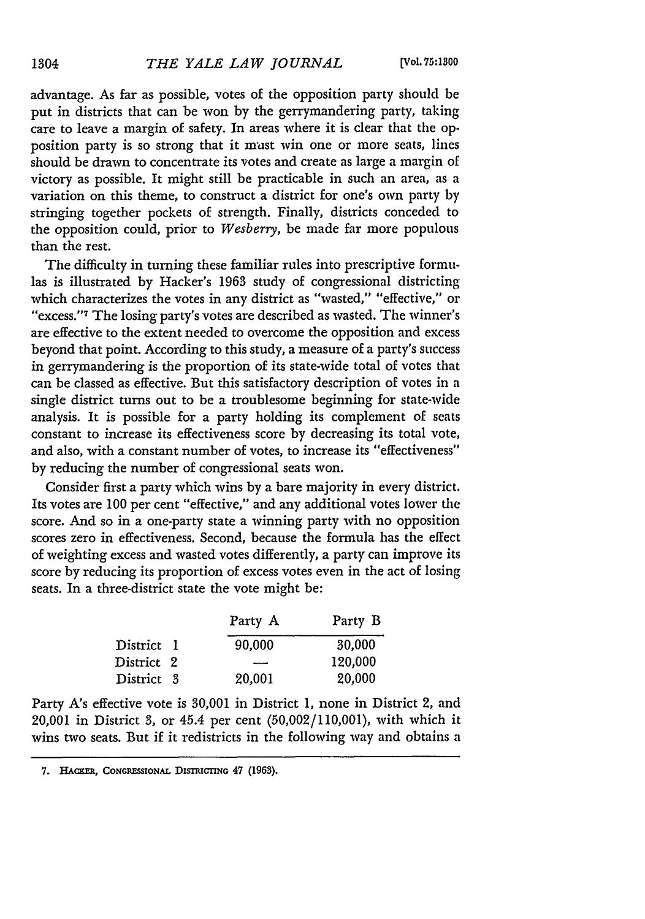advantage. As far as possible, votes of the opposition party should be put in districts that can be won by the gerrymandering party, taking care to leave a margin of safety. In areas where it is clear that the opposition party is so strong that it must win one or more seats, lines should be drawn to concentrate its votes and create as large a margin of victory as possible. It might still be practicable in such an area, as a variation on this theme, to construct a district for one's own party by stringing together pockets of strength. Finally, districts conceded to the opposition could, prior to *Wesberry*, be made far more populous than the rest.

The difficulty in turning these familiar rules into prescriptive formulas is illustrated by Hacker's 1963 study of congressional districting which characterizes the votes in any district as "wasted," "effective," or "excess."[7] The losing party's votes are described as wasted. The winner's are effective to the extent needed to overcome the opposition and excess beyond that point. According to this study, a measure of a party's success in gerrymandering is the proportion of its state-wide total of votes that can be classed as effective. But this satisfactory description of votes in a single district turns out to be a troublesome beginning for state-wide analysis. It is possible for a party holding its complement of seats constant to increase its effectiveness score by decreasing its total vote, and also, with a constant number of votes, to increase its "effectiveness" by reducing the number of congressional seats won.

Consider first a party which wins by a bare majority in every district. Its votes are 100 per cent "effective," and any additional votes lower the score. And so in a one-party state a winning party with no opposition scores zero in effectiveness. Second, because the formula has the effect of weighting excess and wasted votes differently, a party can improve its score by reducing its proportion of excess votes even in the act of losing seats. In a three-district state the vote might be:

| | Party A | Party B |
|---|---|---|
| District 1 | 90,000 | 30,000 |
| District 2 | — | 120,000 |
| District 3 | 20,001 | 20,000 |

Party A's effective vote is 30,001 in District 1, none in District 2, and 20,001 in District 3, or 45.4 per cent (50,002/110,001), with which it wins two seats. But if it redistricts in the following way and obtains a

7. HACKER, CONGRESSIONAL DISTRICTING 47 (1963).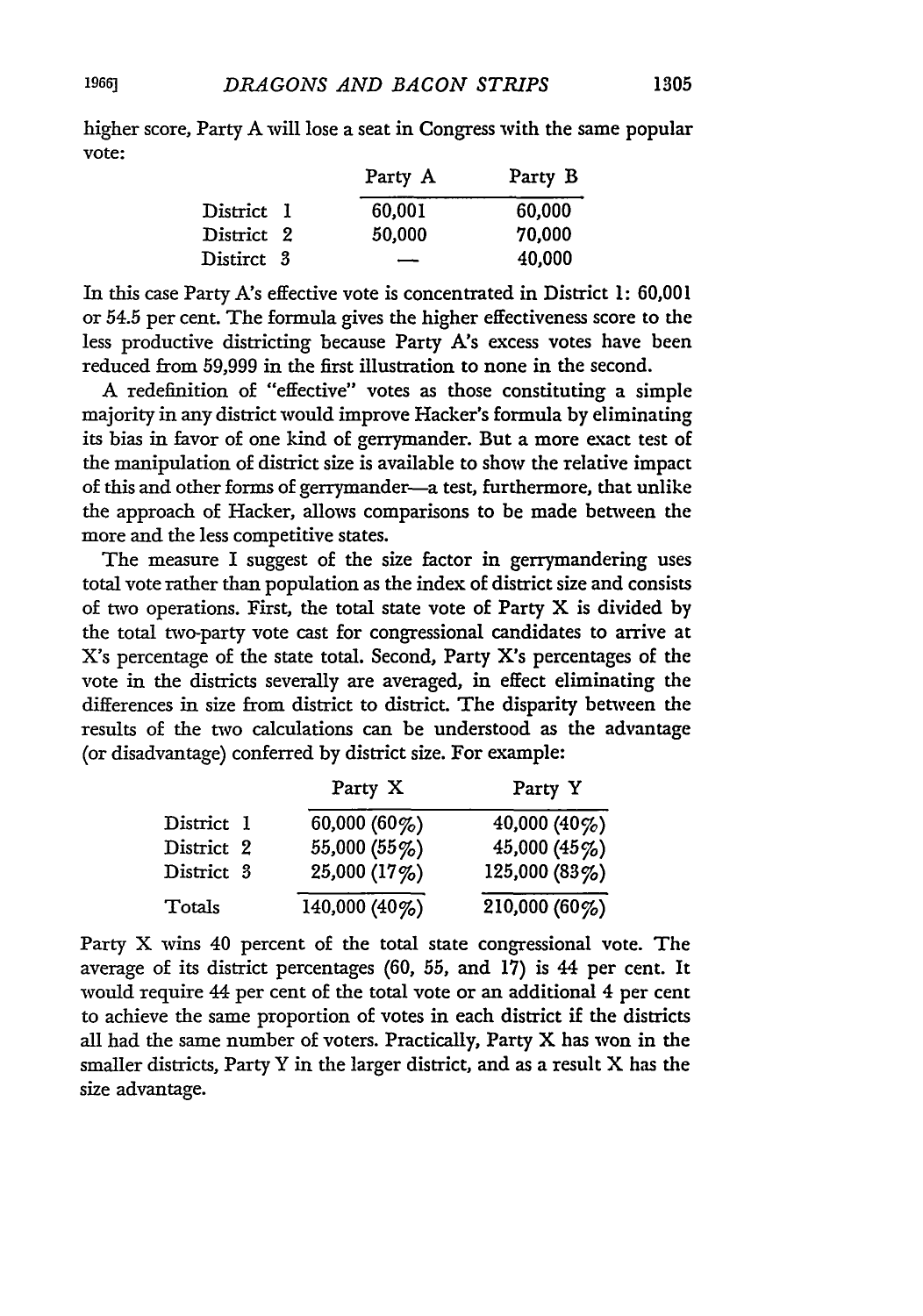higher score, Party A will lose a seat in Congress with the same popular vote:

| | Party A | Party B |
|---|---|---|
| District 1 | 60,001 | 60,000 |
| District 2 | 50,000 | 70,000 |
| Distirct 3 | — | 40,000 |

In this case Party A's effective vote is concentrated in District 1: 60,001 or 54.5 per cent. The formula gives the higher effectiveness score to the less productive districting because Party A's excess votes have been reduced from 59,999 in the first illustration to none in the second.

A redefinition of "effective" votes as those constituting a simple majority in any district would improve Hacker's formula by eliminating its bias in favor of one kind of gerrymander. But a more exact test of the manipulation of district size is available to show the relative impact of this and other forms of gerrymander—a test, furthermore, that unlike the approach of Hacker, allows comparisons to be made between the more and the less competitive states.

The measure I suggest of the size factor in gerrymandering uses total vote rather than population as the index of district size and consists of two operations. First, the total state vote of Party X is divided by the total two-party vote cast for congressional candidates to arrive at X's percentage of the state total. Second, Party X's percentages of the vote in the districts severally are averaged, in effect eliminating the differences in size from district to district. The disparity between the results of the two calculations can be understood as the advantage (or disadvantage) conferred by district size. For example:

| | Party X | Party Y |
|---|---|---|
| District 1 | 60,000 (60%) | 40,000 (40%) |
| District 2 | 55,000 (55%) | 45,000 (45%) |
| District 3 | 25,000 (17%) | 125,000 (83%) |
| Totals | 140,000 (40%) | 210,000 (60%) |

Party X wins 40 percent of the total state congressional vote. The average of its district percentages (60, 55, and 17) is 44 per cent. It would require 44 per cent of the total vote or an additional 4 per cent to achieve the same proportion of votes in each district if the districts all had the same number of voters. Practically, Party X has won in the smaller districts, Party Y in the larger district, and as a result X has the size advantage.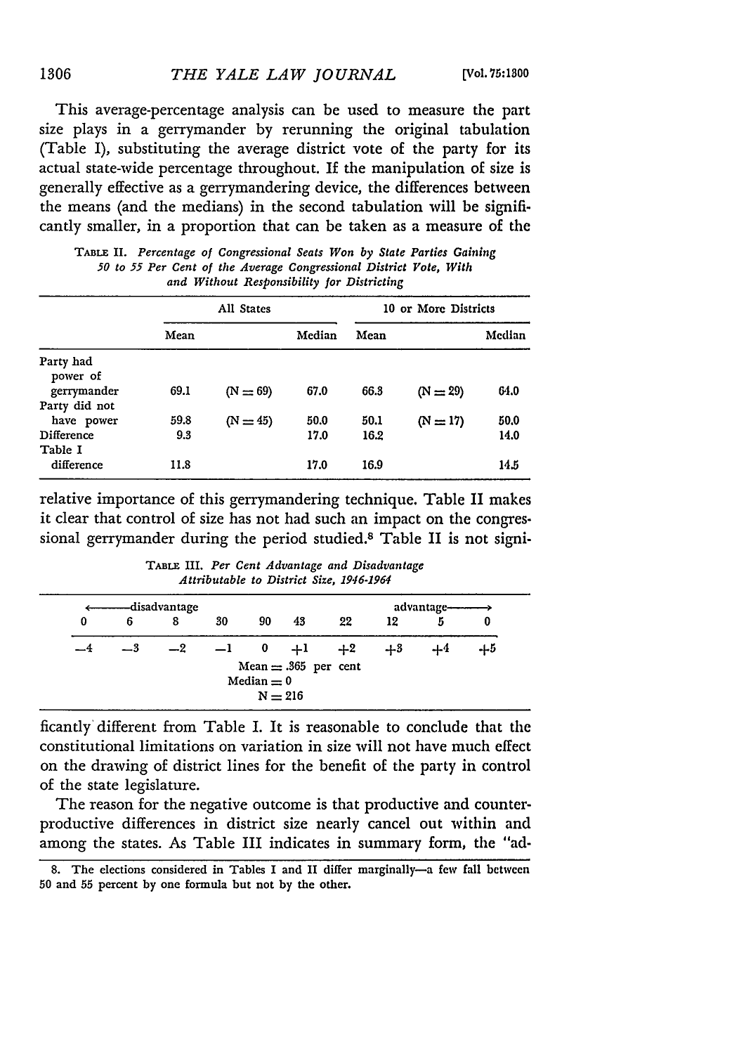This average-percentage analysis can be used to measure the part size plays in a gerrymander by rerunning the original tabulation (Table I), substituting the average district vote of the party for its actual state-wide percentage throughout. If the manipulation of size is generally effective as a gerrymandering device, the differences between the means (and the medians) in the second tabulation will be significantly smaller, in a proportion that can be taken as a measure of the relative importance of this gerrymandering technique. Table II makes it clear that control of size has not had such an impact on the congressional gerrymander during the period studied.[8] Table II is not significantly different from Table I. It is reasonable to conclude that the constitutional limitations on variation in size will not have much effect on the drawing of district lines for the benefit of the party in control of the state legislature.

TABLE II. *Percentage of Congressional Seats Won by State Parties Gaining 50 to 55 Per Cent of the Average Congressional District Vote, With and Without Responsibility for Districting*

| | All States | | | 10 or More Districts | | |
|---|---|---|---|---|---|---|
| | Mean | | Median | Mean | | Median |
| Party had power of gerrymander | 69.1 | (N = 69) | 67.0 | 66.3 | (N = 29) | 64.0 |
| Party did not have power | 59.8 | (N = 45) | 50.0 | 50.1 | (N = 17) | 50.0 |
| Difference | 9.3 | | 17.0 | 16.2 | | 14.0 |
| Table I difference | 11.8 | | 17.0 | 16.9 | | 14.5 |

TABLE III. *Per Cent Advantage and Disadvantage Attributable to District Size, 1946-1964*

| ← disadvantage | | | | | | | | advantage → | |
|---|---|---|---|---|---|---|---|---|---|
| 0 | 6 | 8 | 30 | 90 | 43 | 22 | 12 | 5 | 0 |
| −4 | −3 | −2 | −1 | 0 | +1 | +2 | +3 | +4 | +5 |

Mean = .365 per cent
Median = 0
N = 216

The reason for the negative outcome is that productive and counterproductive differences in district size nearly cancel out within and among the states. As Table III indicates in summary form, the "ad-

8. The elections considered in Tables I and II differ marginally—a few fall between 50 and 55 percent by one formula but not by the other.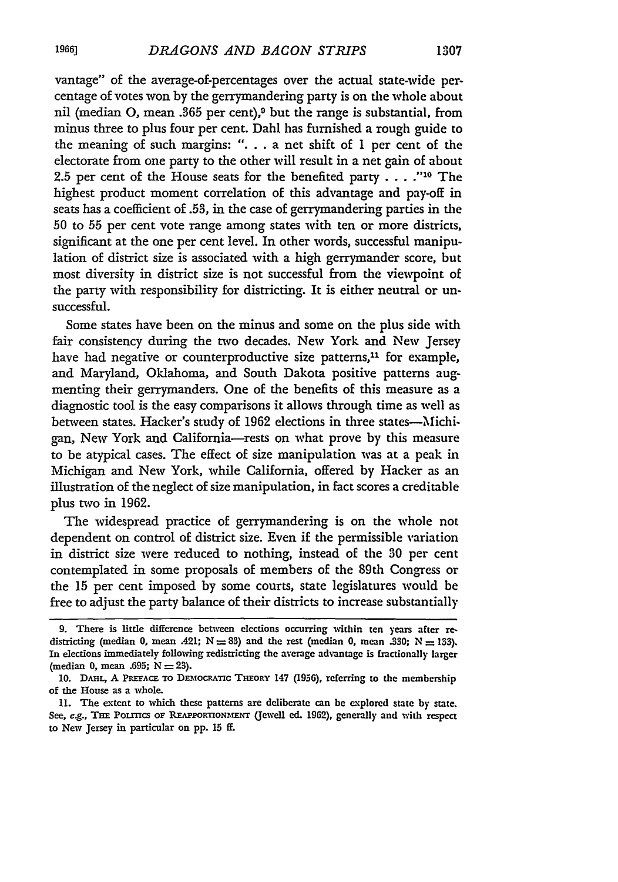vantage" of the average-of-percentages over the actual state-wide percentage of votes won by the gerrymandering party is on the whole about nil (median 0, mean .365 per cent),[9] but the range is substantial, from minus three to plus four per cent. Dahl has furnished a rough guide to the meaning of such margins: ". . . a net shift of 1 per cent of the electorate from one party to the other will result in a net gain of about 2.5 per cent of the House seats for the benefited party . . . ."[10] The highest product moment correlation of this advantage and pay-off in seats has a coefficient of .53, in the case of gerrymandering parties in the 50 to 55 per cent vote range among states with ten or more districts, significant at the one per cent level. In other words, successful manipulation of district size is associated with a high gerrymander score, but most diversity in district size is not successful from the viewpoint of the party with responsibility for districting. It is either neutral or unsuccessful.

Some states have been on the minus and some on the plus side with fair consistency during the two decades. New York and New Jersey have had negative or counterproductive size patterns,[11] for example, and Maryland, Oklahoma, and South Dakota positive patterns augmenting their gerrymanders. One of the benefits of this measure as a diagnostic tool is the easy comparisons it allows through time as well as between states. Hacker's study of 1962 elections in three states—Michigan, New York and California—rests on what prove by this measure to be atypical cases. The effect of size manipulation was at a peak in Michigan and New York, while California, offered by Hacker as an illustration of the neglect of size manipulation, in fact scores a creditable plus two in 1962.

The widespread practice of gerrymandering is on the whole not dependent on control of district size. Even if the permissible variation in district size were reduced to nothing, instead of the 30 per cent contemplated in some proposals of members of the 89th Congress or the 15 per cent imposed by some courts, state legislatures would be free to adjust the party balance of their districts to increase substantially

---

9. There is little difference between elections occurring within ten years after redistricting (median 0, mean .421; N = 83) and the rest (median 0, mean .330; N = 133). In elections immediately following redistricting the average advantage is fractionally larger (median 0, mean .695; N = 23).

10. DAHL, A PREFACE TO DEMOCRATIC THEORY 147 (1956), referring to the membership of the House as a whole.

11. The extent to which these patterns are deliberate can be explored state by state. See, *e.g.*, THE POLITICS OF REAPPORTIONMENT (Jewell ed. 1962), generally and with respect to New Jersey in particular on pp. 15 ff.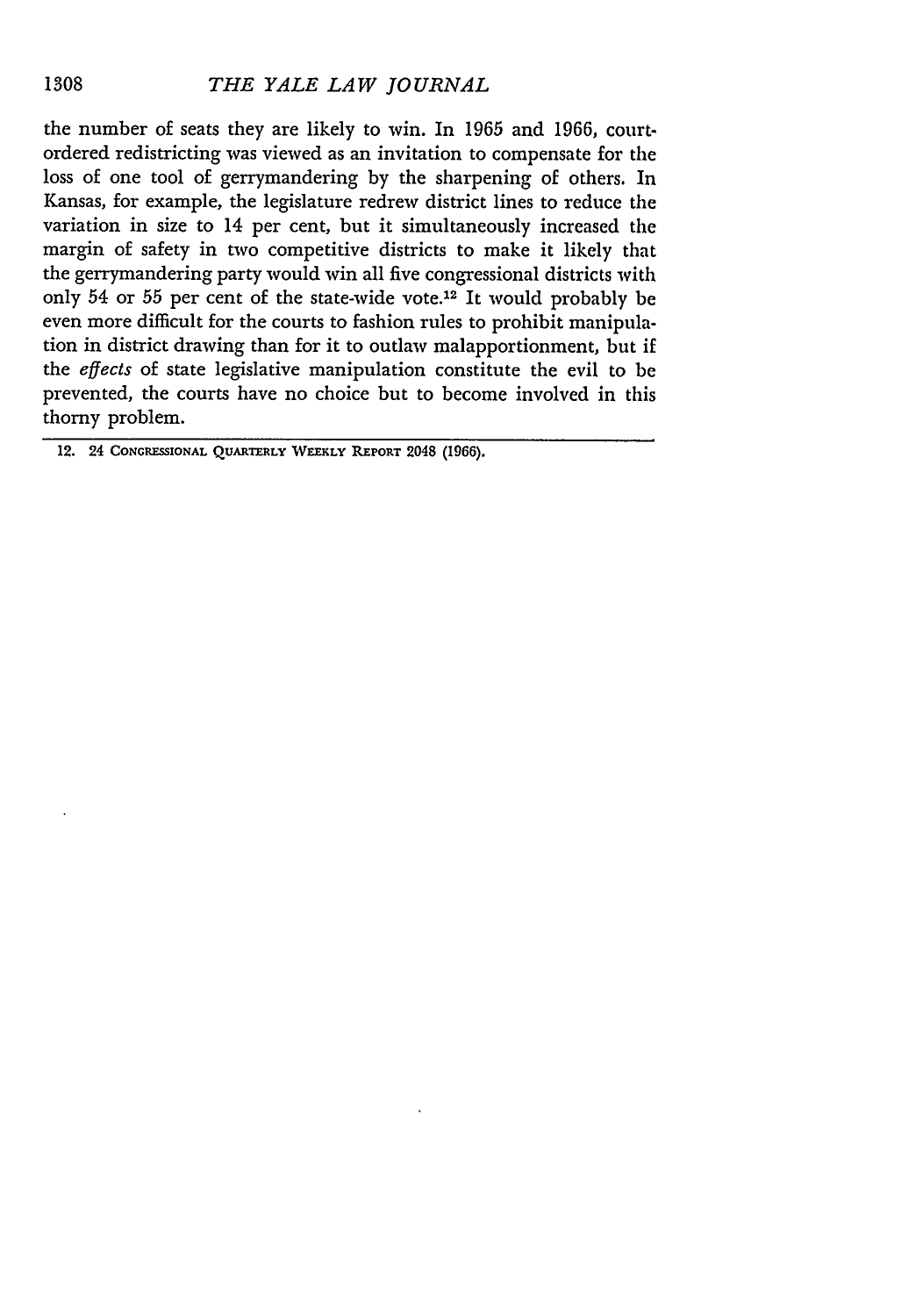the number of seats they are likely to win. In 1965 and 1966, court-ordered redistricting was viewed as an invitation to compensate for the loss of one tool of gerrymandering by the sharpening of others. In Kansas, for example, the legislature redrew district lines to reduce the variation in size to 14 per cent, but it simultaneously increased the margin of safety in two competitive districts to make it likely that the gerrymandering party would win all five congressional districts with only 54 or 55 per cent of the state-wide vote.[12] It would probably be even more difficult for the courts to fashion rules to prohibit manipulation in district drawing than for it to outlaw malapportionment, but if the *effects* of state legislative manipulation constitute the evil to be prevented, the courts have no choice but to become involved in this thorny problem.

---

12. 24 CONGRESSIONAL QUARTERLY WEEKLY REPORT 2048 (1966).